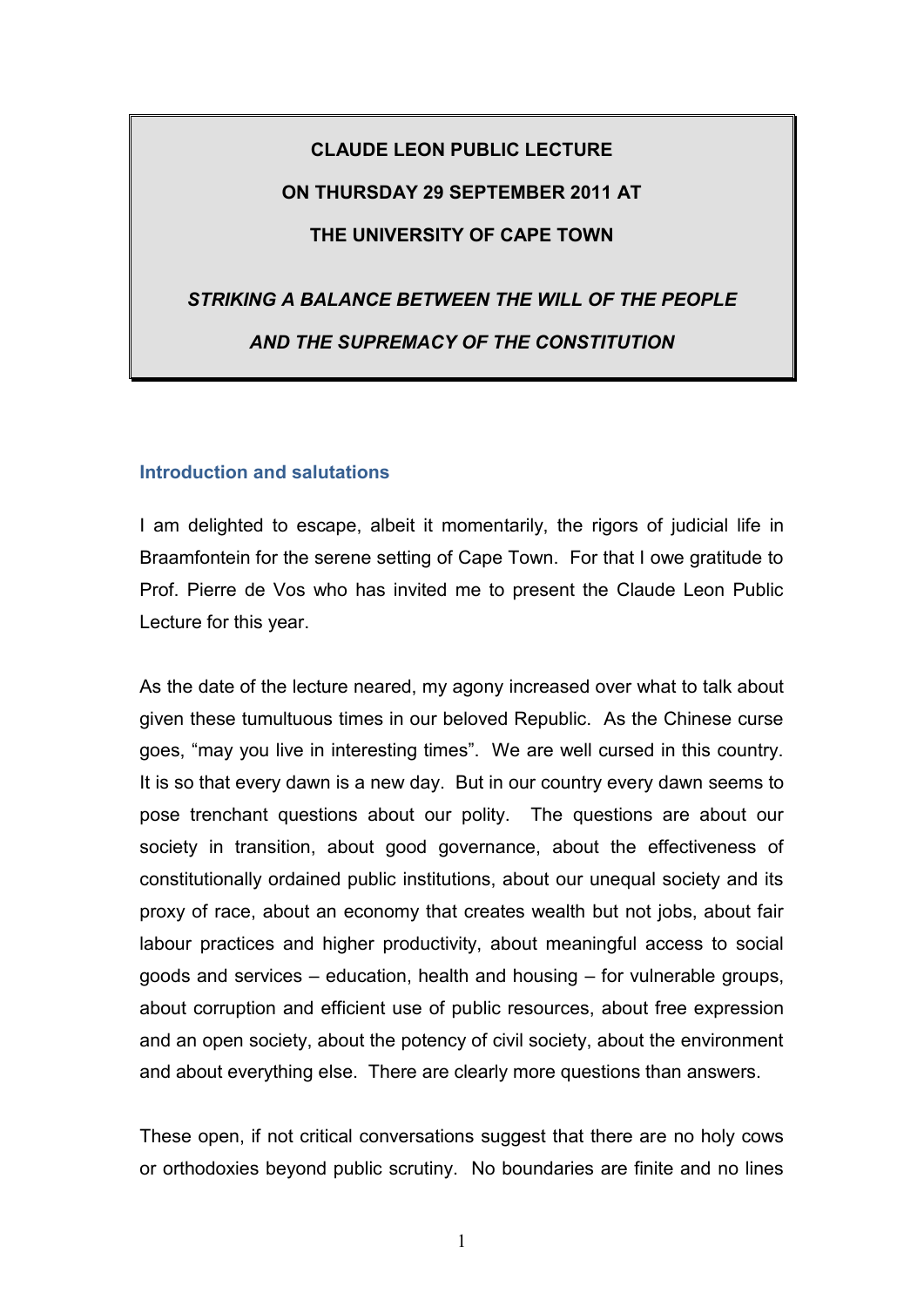**CLAUDE LEON PUBLIC LECTURE**

**ON THURSDAY 29 SEPTEMBER 2011 AT**

**THE UNIVERSITY OF CAPE TOWN**

***STRIKING A BALANCE BETWEEN THE WILL OF THE PEOPLE AND THE SUPREMACY OF THE CONSTITUTION***

## Introduction and salutations

I am delighted to escape, albeit it momentarily, the rigors of judicial life in Braamfontein for the serene setting of Cape Town. For that I owe gratitude to Prof. Pierre de Vos who has invited me to present the Claude Leon Public Lecture for this year.

As the date of the lecture neared, my agony increased over what to talk about given these tumultuous times in our beloved Republic. As the Chinese curse goes, "may you live in interesting times". We are well cursed in this country. It is so that every dawn is a new day. But in our country every dawn seems to pose trenchant questions about our polity. The questions are about our society in transition, about good governance, about the effectiveness of constitutionally ordained public institutions, about our unequal society and its proxy of race, about an economy that creates wealth but not jobs, about fair labour practices and higher productivity, about meaningful access to social goods and services – education, health and housing – for vulnerable groups, about corruption and efficient use of public resources, about free expression and an open society, about the potency of civil society, about the environment and about everything else. There are clearly more questions than answers.

These open, if not critical conversations suggest that there are no holy cows or orthodoxies beyond public scrutiny. No boundaries are finite and no lines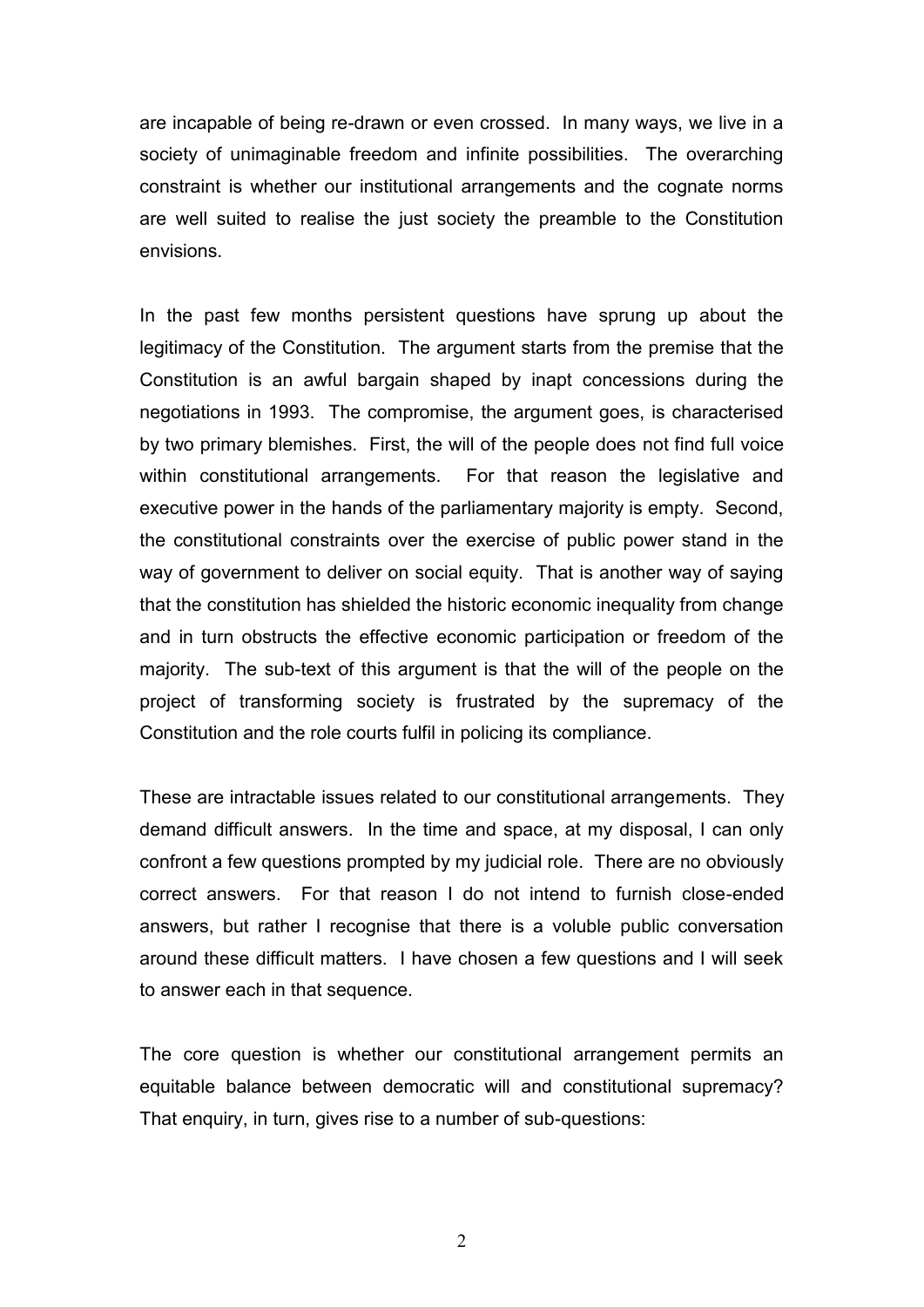are incapable of being re-drawn or even crossed. In many ways, we live in a society of unimaginable freedom and infinite possibilities. The overarching constraint is whether our institutional arrangements and the cognate norms are well suited to realise the just society the preamble to the Constitution envisions.

In the past few months persistent questions have sprung up about the legitimacy of the Constitution. The argument starts from the premise that the Constitution is an awful bargain shaped by inapt concessions during the negotiations in 1993. The compromise, the argument goes, is characterised by two primary blemishes. First, the will of the people does not find full voice within constitutional arrangements. For that reason the legislative and executive power in the hands of the parliamentary majority is empty. Second, the constitutional constraints over the exercise of public power stand in the way of government to deliver on social equity. That is another way of saying that the constitution has shielded the historic economic inequality from change and in turn obstructs the effective economic participation or freedom of the majority. The sub-text of this argument is that the will of the people on the project of transforming society is frustrated by the supremacy of the Constitution and the role courts fulfil in policing its compliance.

These are intractable issues related to our constitutional arrangements. They demand difficult answers. In the time and space, at my disposal, I can only confront a few questions prompted by my judicial role. There are no obviously correct answers. For that reason I do not intend to furnish close-ended answers, but rather I recognise that there is a voluble public conversation around these difficult matters. I have chosen a few questions and I will seek to answer each in that sequence.

The core question is whether our constitutional arrangement permits an equitable balance between democratic will and constitutional supremacy? That enquiry, in turn, gives rise to a number of sub-questions: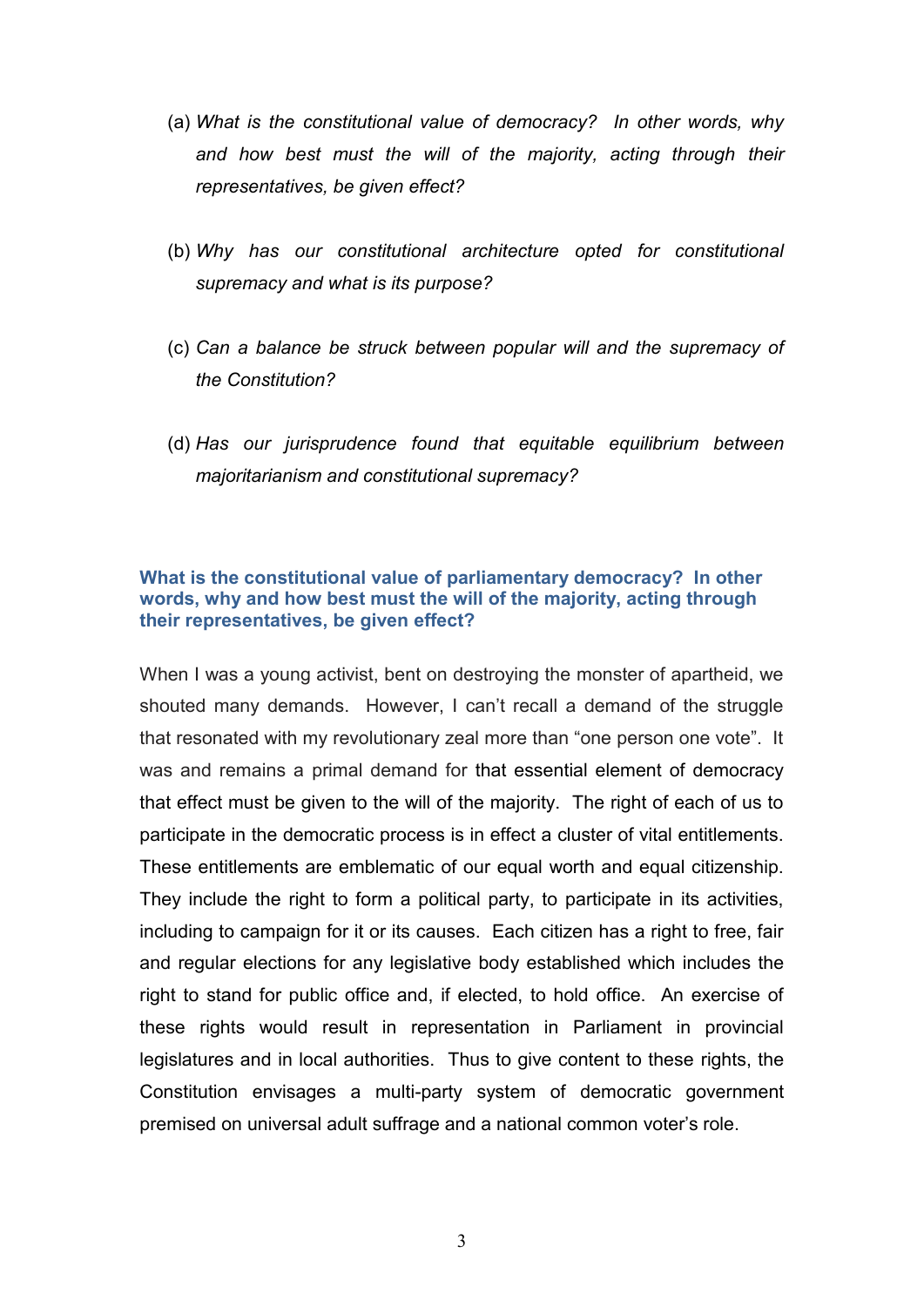(a) *What is the constitutional value of democracy? In other words, why and how best must the will of the majority, acting through their representatives, be given effect?*

(b) *Why has our constitutional architecture opted for constitutional supremacy and what is its purpose?*

(c) *Can a balance be struck between popular will and the supremacy of the Constitution?*

(d) *Has our jurisprudence found that equitable equilibrium between majoritarianism and constitutional supremacy?*

## What is the constitutional value of parliamentary democracy? In other words, why and how best must the will of the majority, acting through their representatives, be given effect?

When I was a young activist, bent on destroying the monster of apartheid, we shouted many demands. However, I can't recall a demand of the struggle that resonated with my revolutionary zeal more than "one person one vote". It was and remains a primal demand for that essential element of democracy that effect must be given to the will of the majority. The right of each of us to participate in the democratic process is in effect a cluster of vital entitlements. These entitlements are emblematic of our equal worth and equal citizenship. They include the right to form a political party, to participate in its activities, including to campaign for it or its causes. Each citizen has a right to free, fair and regular elections for any legislative body established which includes the right to stand for public office and, if elected, to hold office. An exercise of these rights would result in representation in Parliament in provincial legislatures and in local authorities. Thus to give content to these rights, the Constitution envisages a multi-party system of democratic government premised on universal adult suffrage and a national common voter's role.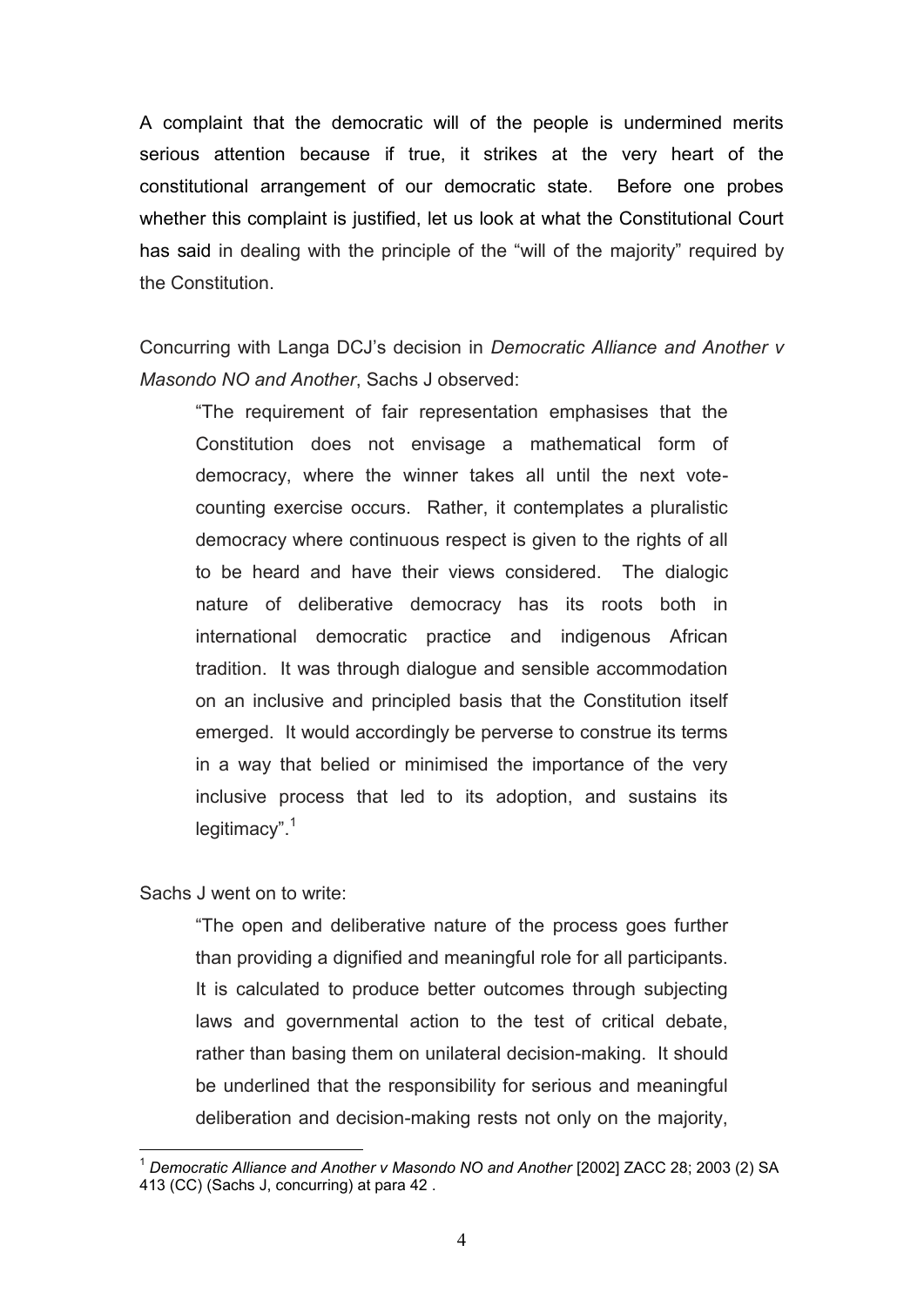A complaint that the democratic will of the people is undermined merits serious attention because if true, it strikes at the very heart of the constitutional arrangement of our democratic state. Before one probes whether this complaint is justified, let us look at what the Constitutional Court has said in dealing with the principle of the "will of the majority" required by the Constitution.

Concurring with Langa DCJ's decision in *Democratic Alliance and Another v Masondo NO and Another*, Sachs J observed:

> "The requirement of fair representation emphasises that the Constitution does not envisage a mathematical form of democracy, where the winner takes all until the next vote-counting exercise occurs. Rather, it contemplates a pluralistic democracy where continuous respect is given to the rights of all to be heard and have their views considered. The dialogic nature of deliberative democracy has its roots both in international democratic practice and indigenous African tradition. It was through dialogue and sensible accommodation on an inclusive and principled basis that the Constitution itself emerged. It would accordingly be perverse to construe its terms in a way that belied or minimised the importance of the very inclusive process that led to its adoption, and sustains its legitimacy".[1]

Sachs J went on to write:

> "The open and deliberative nature of the process goes further than providing a dignified and meaningful role for all participants. It is calculated to produce better outcomes through subjecting laws and governmental action to the test of critical debate, rather than basing them on unilateral decision-making. It should be underlined that the responsibility for serious and meaningful deliberation and decision-making rests not only on the majority,

---

[1] *Democratic Alliance and Another v Masondo NO and Another* [2002] ZACC 28; 2003 (2) SA 413 (CC) (Sachs J, concurring) at para 42 .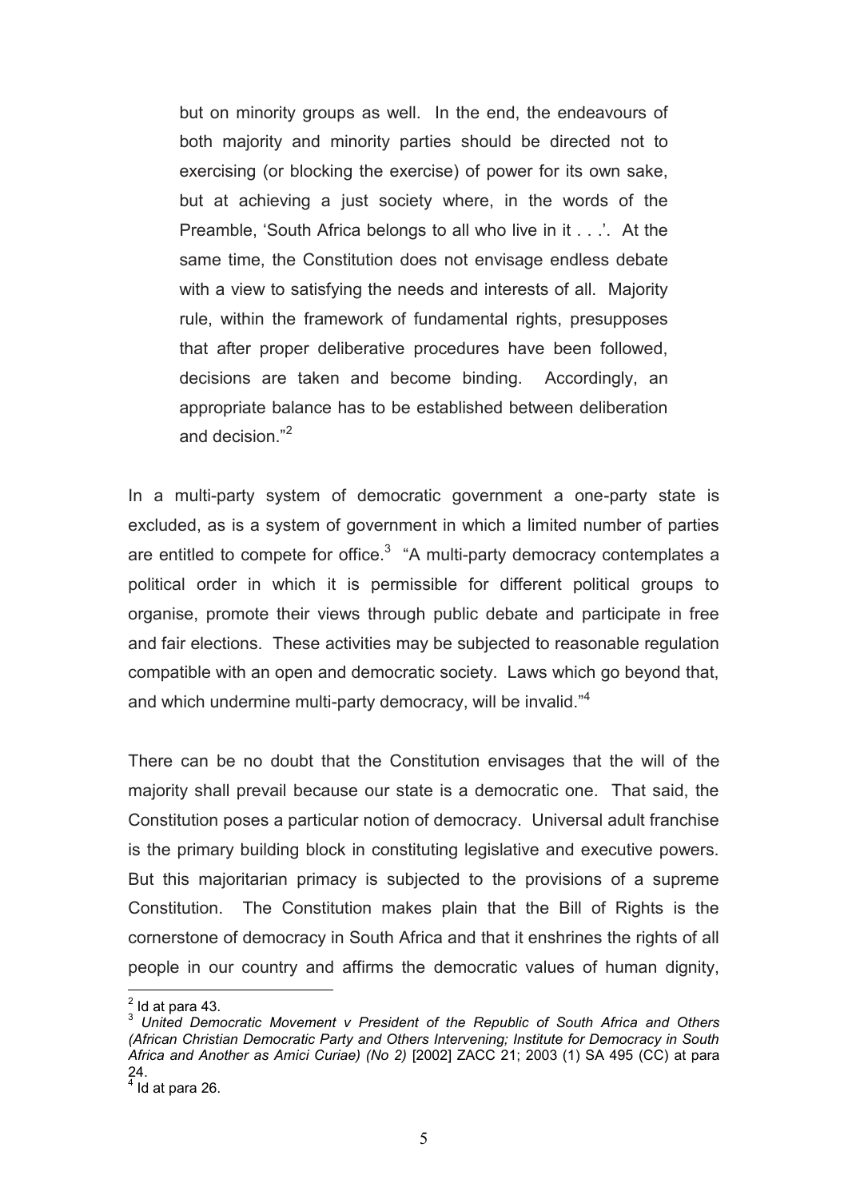> but on minority groups as well. In the end, the endeavours of both majority and minority parties should be directed not to exercising (or blocking the exercise) of power for its own sake, but at achieving a just society where, in the words of the Preamble, 'South Africa belongs to all who live in it . . .'. At the same time, the Constitution does not envisage endless debate with a view to satisfying the needs and interests of all. Majority rule, within the framework of fundamental rights, presupposes that after proper deliberative procedures have been followed, decisions are taken and become binding. Accordingly, an appropriate balance has to be established between deliberation and decision."[2]

In a multi-party system of democratic government a one-party state is excluded, as is a system of government in which a limited number of parties are entitled to compete for office.[3] "A multi-party democracy contemplates a political order in which it is permissible for different political groups to organise, promote their views through public debate and participate in free and fair elections. These activities may be subjected to reasonable regulation compatible with an open and democratic society. Laws which go beyond that, and which undermine multi-party democracy, will be invalid."[4]

There can be no doubt that the Constitution envisages that the will of the majority shall prevail because our state is a democratic one. That said, the Constitution poses a particular notion of democracy. Universal adult franchise is the primary building block in constituting legislative and executive powers. But this majoritarian primacy is subjected to the provisions of a supreme Constitution. The Constitution makes plain that the Bill of Rights is the cornerstone of democracy in South Africa and that it enshrines the rights of all people in our country and affirms the democratic values of human dignity,

---

[2] Id at para 43.

[3] *United Democratic Movement v President of the Republic of South Africa and Others (African Christian Democratic Party and Others Intervening; Institute for Democracy in South Africa and Another as Amici Curiae) (No 2)* [2002] ZACC 21; 2003 (1) SA 495 (CC) at para 24.

[4] Id at para 26.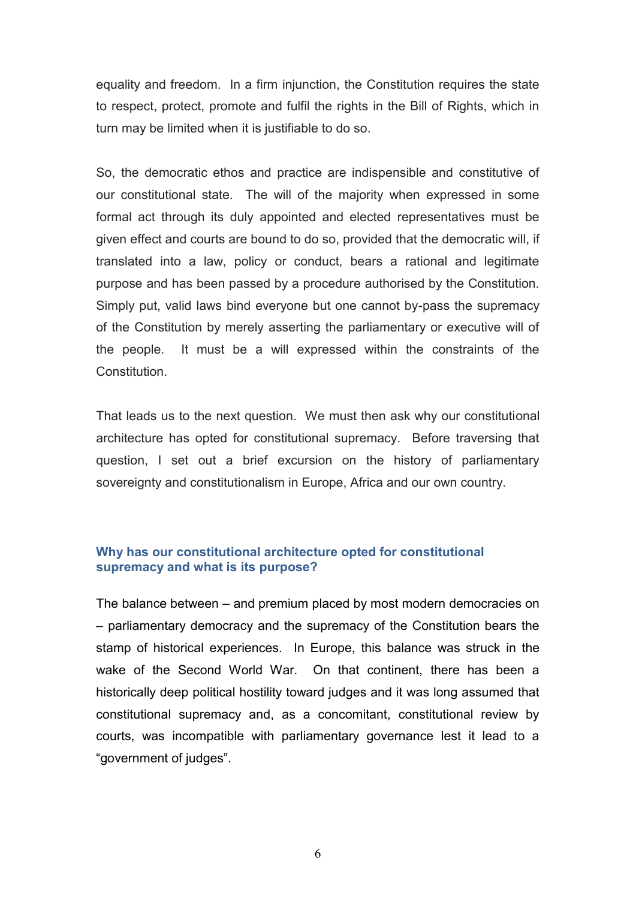equality and freedom. In a firm injunction, the Constitution requires the state to respect, protect, promote and fulfil the rights in the Bill of Rights, which in turn may be limited when it is justifiable to do so.

So, the democratic ethos and practice are indispensible and constitutive of our constitutional state. The will of the majority when expressed in some formal act through its duly appointed and elected representatives must be given effect and courts are bound to do so, provided that the democratic will, if translated into a law, policy or conduct, bears a rational and legitimate purpose and has been passed by a procedure authorised by the Constitution. Simply put, valid laws bind everyone but one cannot by-pass the supremacy of the Constitution by merely asserting the parliamentary or executive will of the people. It must be a will expressed within the constraints of the Constitution.

That leads us to the next question. We must then ask why our constitutional architecture has opted for constitutional supremacy. Before traversing that question, I set out a brief excursion on the history of parliamentary sovereignty and constitutionalism in Europe, Africa and our own country.

### Why has our constitutional architecture opted for constitutional supremacy and what is its purpose?

The balance between – and premium placed by most modern democracies on – parliamentary democracy and the supremacy of the Constitution bears the stamp of historical experiences. In Europe, this balance was struck in the wake of the Second World War. On that continent, there has been a historically deep political hostility toward judges and it was long assumed that constitutional supremacy and, as a concomitant, constitutional review by courts, was incompatible with parliamentary governance lest it lead to a "government of judges".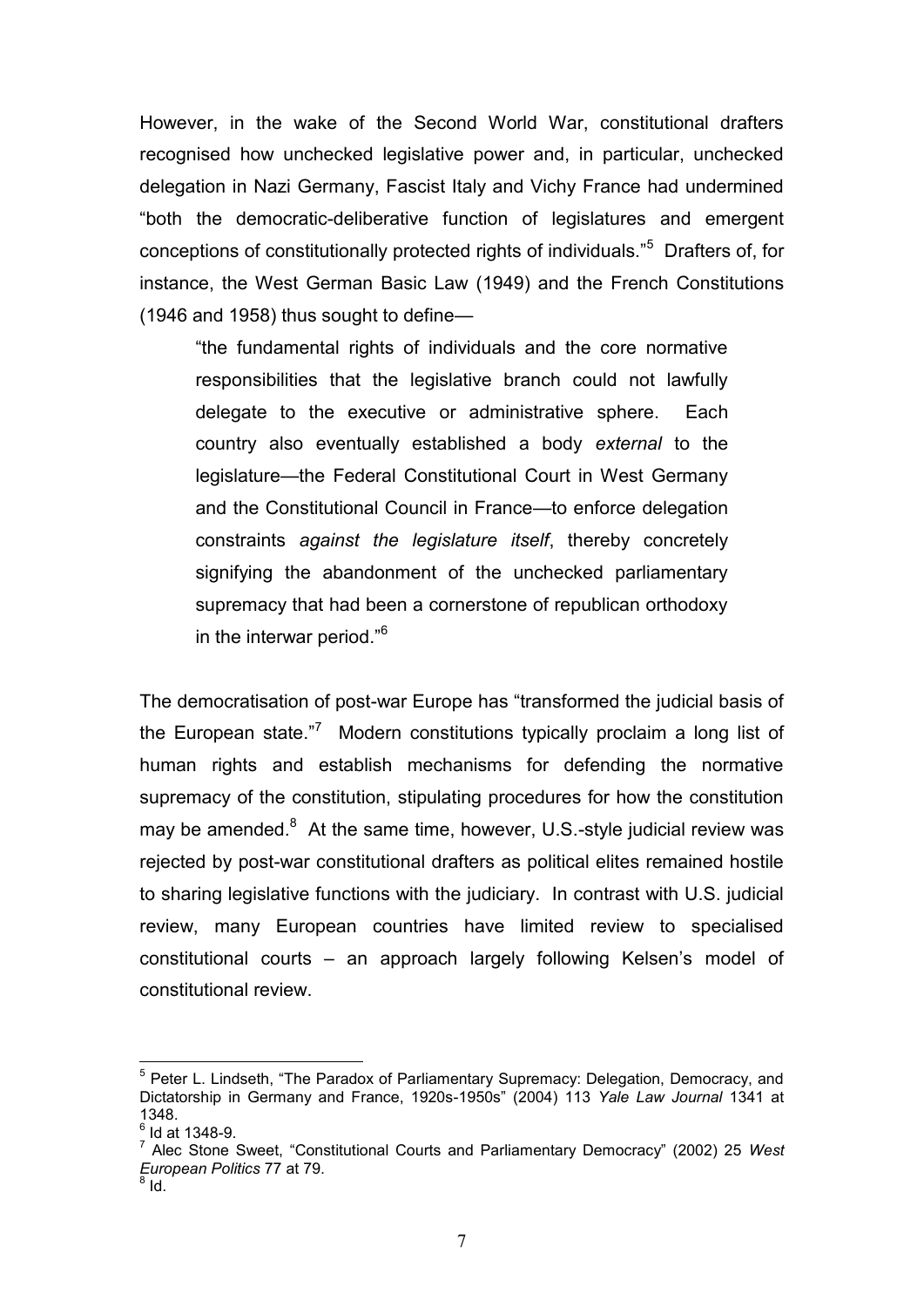However, in the wake of the Second World War, constitutional drafters recognised how unchecked legislative power and, in particular, unchecked delegation in Nazi Germany, Fascist Italy and Vichy France had undermined "both the democratic-deliberative function of legislatures and emergent conceptions of constitutionally protected rights of individuals."[5] Drafters of, for instance, the West German Basic Law (1949) and the French Constitutions (1946 and 1958) thus sought to define—

> "the fundamental rights of individuals and the core normative responsibilities that the legislative branch could not lawfully delegate to the executive or administrative sphere. Each country also eventually established a body *external* to the legislature—the Federal Constitutional Court in West Germany and the Constitutional Council in France—to enforce delegation constraints *against the legislature itself*, thereby concretely signifying the abandonment of the unchecked parliamentary supremacy that had been a cornerstone of republican orthodoxy in the interwar period."[6]

The democratisation of post-war Europe has "transformed the judicial basis of the European state."[7] Modern constitutions typically proclaim a long list of human rights and establish mechanisms for defending the normative supremacy of the constitution, stipulating procedures for how the constitution may be amended.[8] At the same time, however, U.S.-style judicial review was rejected by post-war constitutional drafters as political elites remained hostile to sharing legislative functions with the judiciary. In contrast with U.S. judicial review, many European countries have limited review to specialised constitutional courts – an approach largely following Kelsen's model of constitutional review.

---

[5] Peter L. Lindseth, "The Paradox of Parliamentary Supremacy: Delegation, Democracy, and Dictatorship in Germany and France, 1920s-1950s" (2004) 113 *Yale Law Journal* 1341 at 1348.

[6] Id at 1348-9.

[7] Alec Stone Sweet, "Constitutional Courts and Parliamentary Democracy" (2002) 25 *West European Politics* 77 at 79.

[8] Id.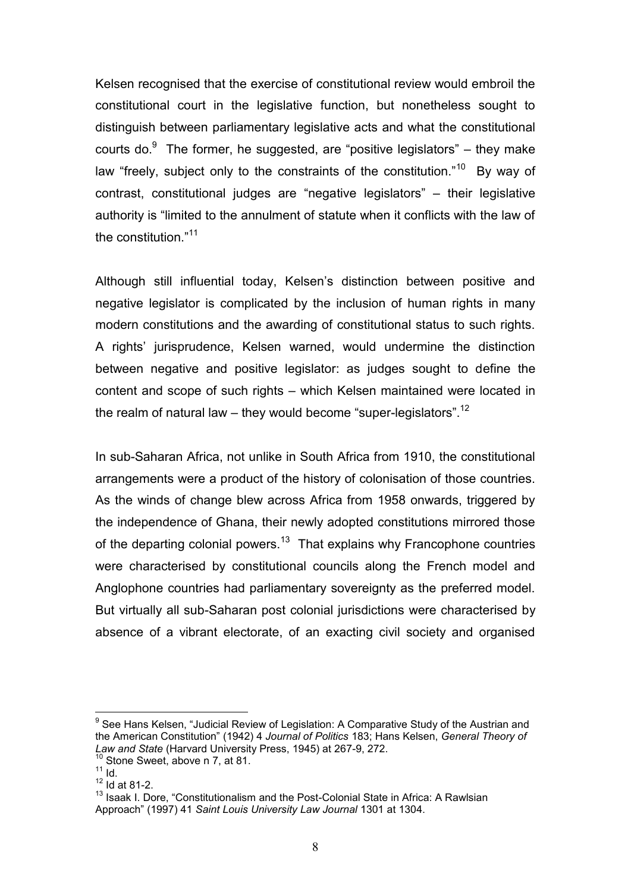Kelsen recognised that the exercise of constitutional review would embroil the constitutional court in the legislative function, but nonetheless sought to distinguish between parliamentary legislative acts and what the constitutional courts do.[9] The former, he suggested, are "positive legislators" – they make law "freely, subject only to the constraints of the constitution."[10] By way of contrast, constitutional judges are "negative legislators" – their legislative authority is "limited to the annulment of statute when it conflicts with the law of the constitution."[11]

Although still influential today, Kelsen's distinction between positive and negative legislator is complicated by the inclusion of human rights in many modern constitutions and the awarding of constitutional status to such rights. A rights' jurisprudence, Kelsen warned, would undermine the distinction between negative and positive legislator: as judges sought to define the content and scope of such rights – which Kelsen maintained were located in the realm of natural law – they would become "super-legislators".[12]

In sub-Saharan Africa, not unlike in South Africa from 1910, the constitutional arrangements were a product of the history of colonisation of those countries. As the winds of change blew across Africa from 1958 onwards, triggered by the independence of Ghana, their newly adopted constitutions mirrored those of the departing colonial powers.[13] That explains why Francophone countries were characterised by constitutional councils along the French model and Anglophone countries had parliamentary sovereignty as the preferred model. But virtually all sub-Saharan post colonial jurisdictions were characterised by absence of a vibrant electorate, of an exacting civil society and organised

---

[9] See Hans Kelsen, "Judicial Review of Legislation: A Comparative Study of the Austrian and the American Constitution" (1942) 4 *Journal of Politics* 183; Hans Kelsen, *General Theory of Law and State* (Harvard University Press, 1945) at 267-9, 272.

[10] Stone Sweet, above n 7, at 81.

[11] Id.

[12] Id at 81-2.

[13] Isaak I. Dore, "Constitutionalism and the Post-Colonial State in Africa: A Rawlsian Approach" (1997) 41 *Saint Louis University Law Journal* 1301 at 1304.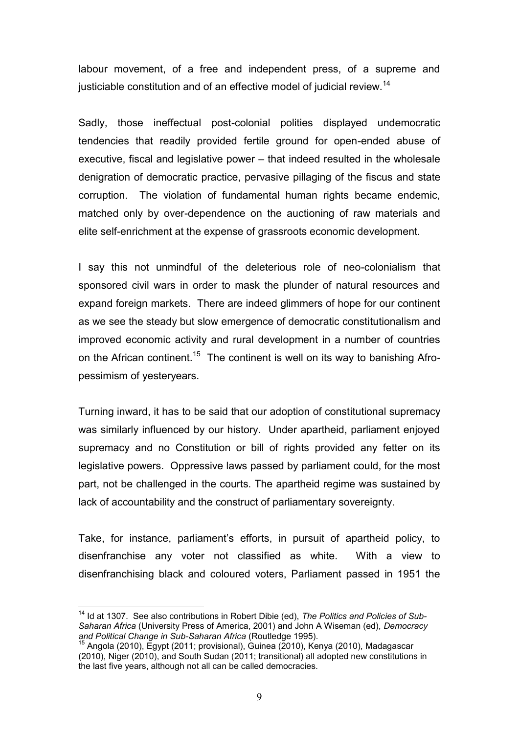labour movement, of a free and independent press, of a supreme and justiciable constitution and of an effective model of judicial review.[14]

Sadly, those ineffectual post-colonial polities displayed undemocratic tendencies that readily provided fertile ground for open-ended abuse of executive, fiscal and legislative power – that indeed resulted in the wholesale denigration of democratic practice, pervasive pillaging of the fiscus and state corruption. The violation of fundamental human rights became endemic, matched only by over-dependence on the auctioning of raw materials and elite self-enrichment at the expense of grassroots economic development.

I say this not unmindful of the deleterious role of neo-colonialism that sponsored civil wars in order to mask the plunder of natural resources and expand foreign markets. There are indeed glimmers of hope for our continent as we see the steady but slow emergence of democratic constitutionalism and improved economic activity and rural development in a number of countries on the African continent.[15] The continent is well on its way to banishing Afro-pessimism of yesteryears.

Turning inward, it has to be said that our adoption of constitutional supremacy was similarly influenced by our history. Under apartheid, parliament enjoyed supremacy and no Constitution or bill of rights provided any fetter on its legislative powers. Oppressive laws passed by parliament could, for the most part, not be challenged in the courts. The apartheid regime was sustained by lack of accountability and the construct of parliamentary sovereignty.

Take, for instance, parliament's efforts, in pursuit of apartheid policy, to disenfranchise any voter not classified as white. With a view to disenfranchising black and coloured voters, Parliament passed in 1951 the

---

[14] Id at 1307. See also contributions in Robert Dibie (ed), *The Politics and Policies of Sub-Saharan Africa* (University Press of America, 2001) and John A Wiseman (ed), *Democracy and Political Change in Sub-Saharan Africa* (Routledge 1995).

[15] Angola (2010), Egypt (2011; provisional), Guinea (2010), Kenya (2010), Madagascar (2010), Niger (2010), and South Sudan (2011; transitional) all adopted new constitutions in the last five years, although not all can be called democracies.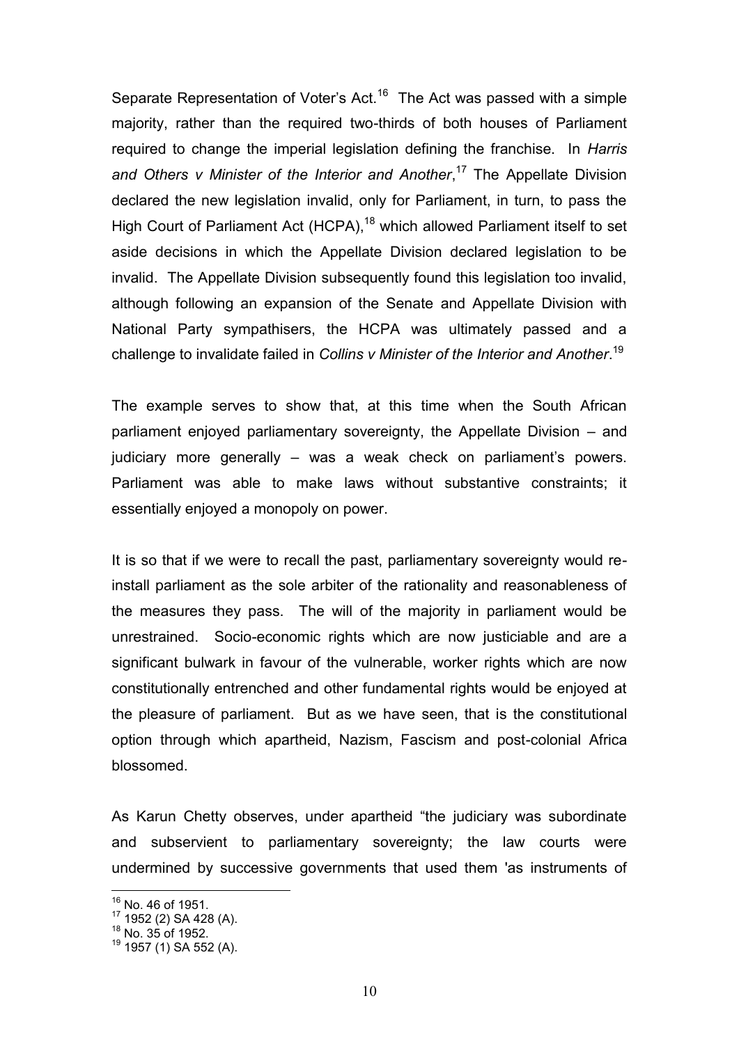Separate Representation of Voter's Act.[16] The Act was passed with a simple majority, rather than the required two-thirds of both houses of Parliament required to change the imperial legislation defining the franchise. In *Harris and Others v Minister of the Interior and Another*,[17] The Appellate Division declared the new legislation invalid, only for Parliament, in turn, to pass the High Court of Parliament Act (HCPA),[18] which allowed Parliament itself to set aside decisions in which the Appellate Division declared legislation to be invalid. The Appellate Division subsequently found this legislation too invalid, although following an expansion of the Senate and Appellate Division with National Party sympathisers, the HCPA was ultimately passed and a challenge to invalidate failed in *Collins v Minister of the Interior and Another*.[19]

The example serves to show that, at this time when the South African parliament enjoyed parliamentary sovereignty, the Appellate Division – and judiciary more generally – was a weak check on parliament's powers. Parliament was able to make laws without substantive constraints; it essentially enjoyed a monopoly on power.

It is so that if we were to recall the past, parliamentary sovereignty would re-install parliament as the sole arbiter of the rationality and reasonableness of the measures they pass. The will of the majority in parliament would be unrestrained. Socio-economic rights which are now justiciable and are a significant bulwark in favour of the vulnerable, worker rights which are now constitutionally entrenched and other fundamental rights would be enjoyed at the pleasure of parliament. But as we have seen, that is the constitutional option through which apartheid, Nazism, Fascism and post-colonial Africa blossomed.

As Karun Chetty observes, under apartheid "the judiciary was subordinate and subservient to parliamentary sovereignty; the law courts were undermined by successive governments that used them 'as instruments of

---

[16] No. 46 of 1951.
[17] 1952 (2) SA 428 (A).
[18] No. 35 of 1952.
[19] 1957 (1) SA 552 (A).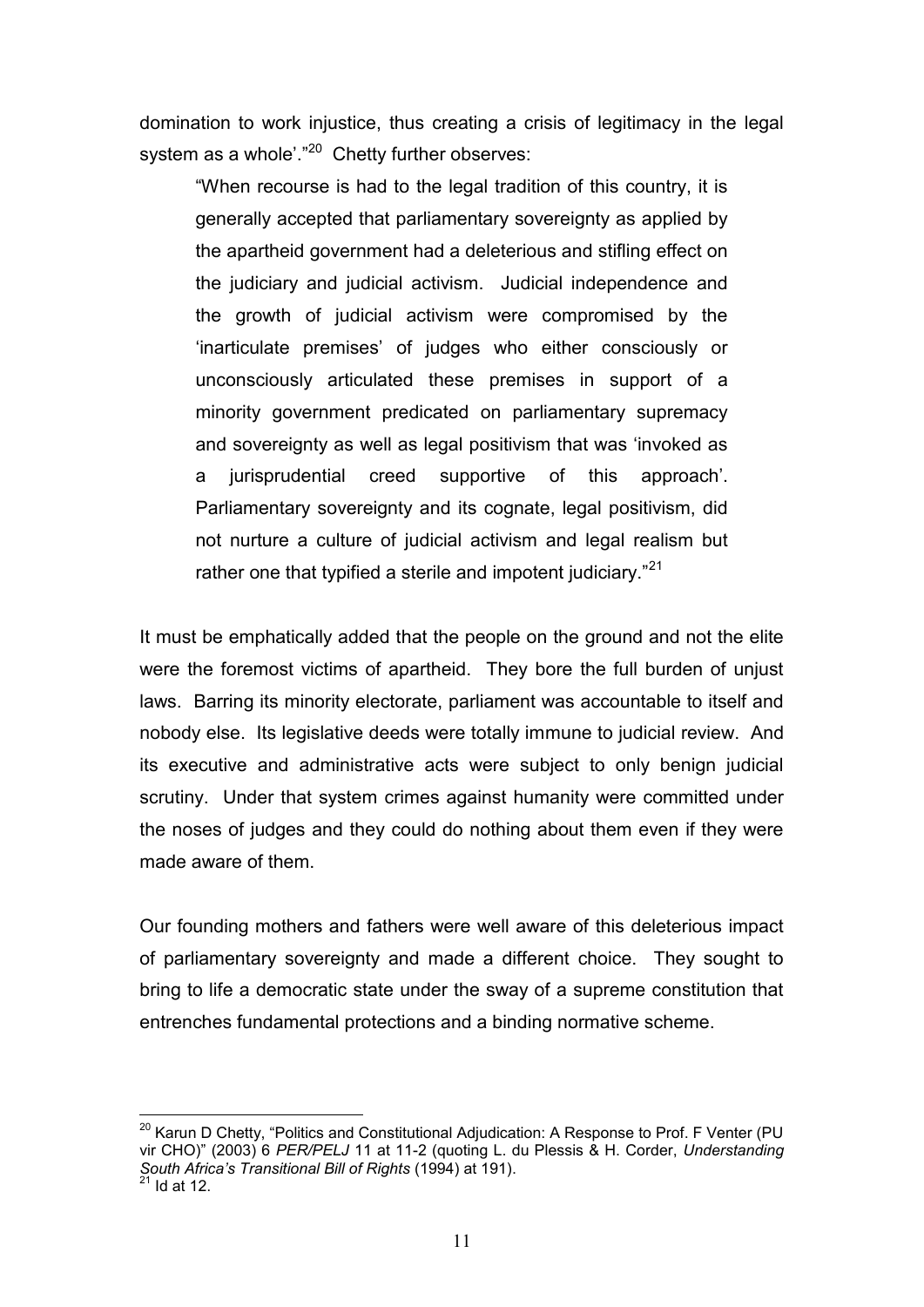domination to work injustice, thus creating a crisis of legitimacy in the legal system as a whole'."[20] Chetty further observes:

> "When recourse is had to the legal tradition of this country, it is generally accepted that parliamentary sovereignty as applied by the apartheid government had a deleterious and stifling effect on the judiciary and judicial activism. Judicial independence and the growth of judicial activism were compromised by the 'inarticulate premises' of judges who either consciously or unconsciously articulated these premises in support of a minority government predicated on parliamentary supremacy and sovereignty as well as legal positivism that was 'invoked as a jurisprudential creed supportive of this approach'. Parliamentary sovereignty and its cognate, legal positivism, did not nurture a culture of judicial activism and legal realism but rather one that typified a sterile and impotent judiciary."[21]

It must be emphatically added that the people on the ground and not the elite were the foremost victims of apartheid. They bore the full burden of unjust laws. Barring its minority electorate, parliament was accountable to itself and nobody else. Its legislative deeds were totally immune to judicial review. And its executive and administrative acts were subject to only benign judicial scrutiny. Under that system crimes against humanity were committed under the noses of judges and they could do nothing about them even if they were made aware of them.

Our founding mothers and fathers were well aware of this deleterious impact of parliamentary sovereignty and made a different choice. They sought to bring to life a democratic state under the sway of a supreme constitution that entrenches fundamental protections and a binding normative scheme.

---

[20] Karun D Chetty, "Politics and Constitutional Adjudication: A Response to Prof. F Venter (PU vir CHO)" (2003) 6 *PER/PELJ* 11 at 11-2 (quoting L. du Plessis & H. Corder, *Understanding South Africa's Transitional Bill of Rights* (1994) at 191).

[21] Id at 12.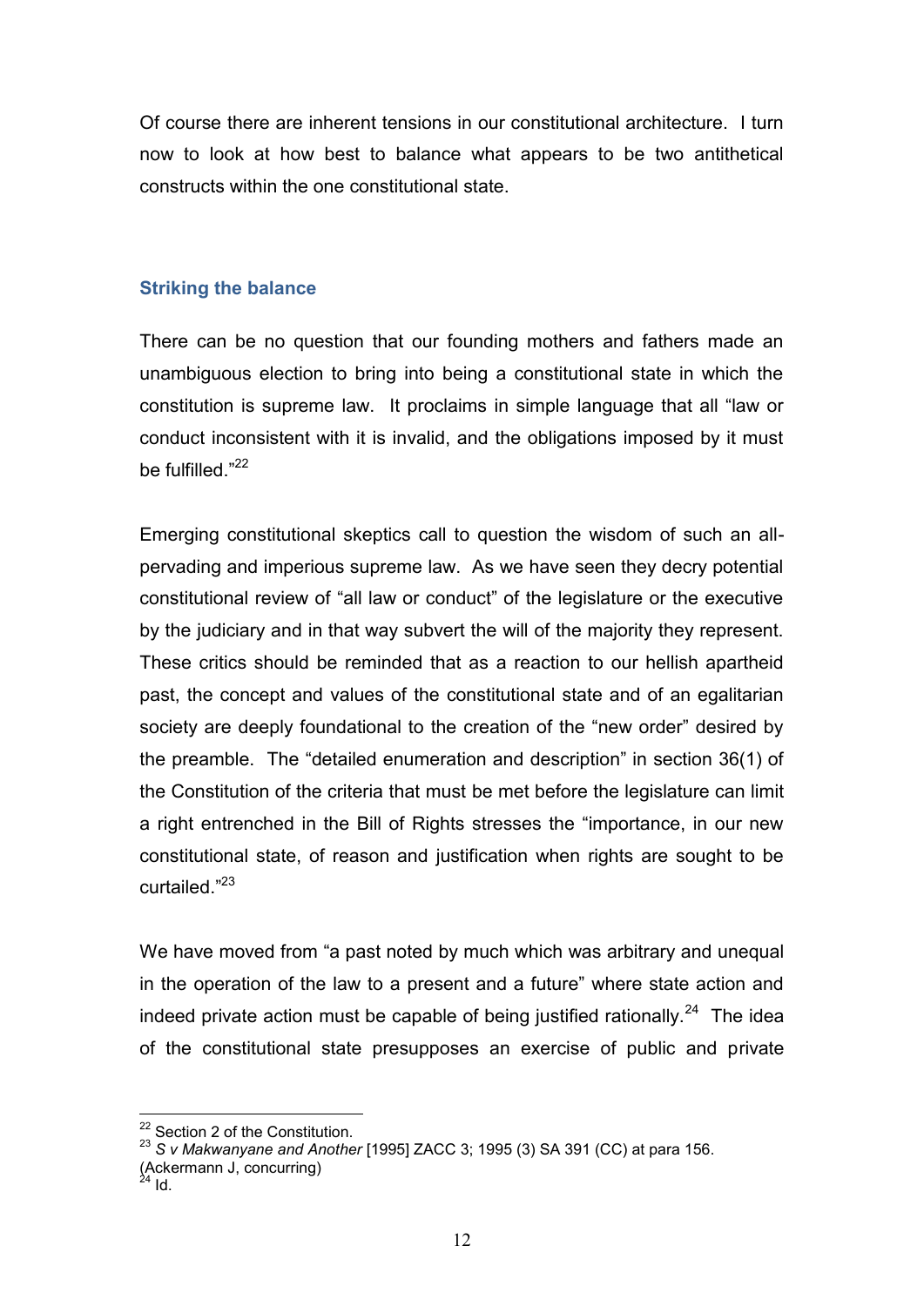Of course there are inherent tensions in our constitutional architecture. I turn now to look at how best to balance what appears to be two antithetical constructs within the one constitutional state.

## Striking the balance

There can be no question that our founding mothers and fathers made an unambiguous election to bring into being a constitutional state in which the constitution is supreme law. It proclaims in simple language that all "law or conduct inconsistent with it is invalid, and the obligations imposed by it must be fulfilled."[22]

Emerging constitutional skeptics call to question the wisdom of such an all-pervading and imperious supreme law. As we have seen they decry potential constitutional review of "all law or conduct" of the legislature or the executive by the judiciary and in that way subvert the will of the majority they represent. These critics should be reminded that as a reaction to our hellish apartheid past, the concept and values of the constitutional state and of an egalitarian society are deeply foundational to the creation of the "new order" desired by the preamble. The "detailed enumeration and description" in section 36(1) of the Constitution of the criteria that must be met before the legislature can limit a right entrenched in the Bill of Rights stresses the "importance, in our new constitutional state, of reason and justification when rights are sought to be curtailed."[23]

We have moved from "a past noted by much which was arbitrary and unequal in the operation of the law to a present and a future" where state action and indeed private action must be capable of being justified rationally.[24] The idea of the constitutional state presupposes an exercise of public and private

---

[22] Section 2 of the Constitution.

[23] *S v Makwanyane and Another* [1995] ZACC 3; 1995 (3) SA 391 (CC) at para 156. (Ackermann J, concurring)

[24] Id.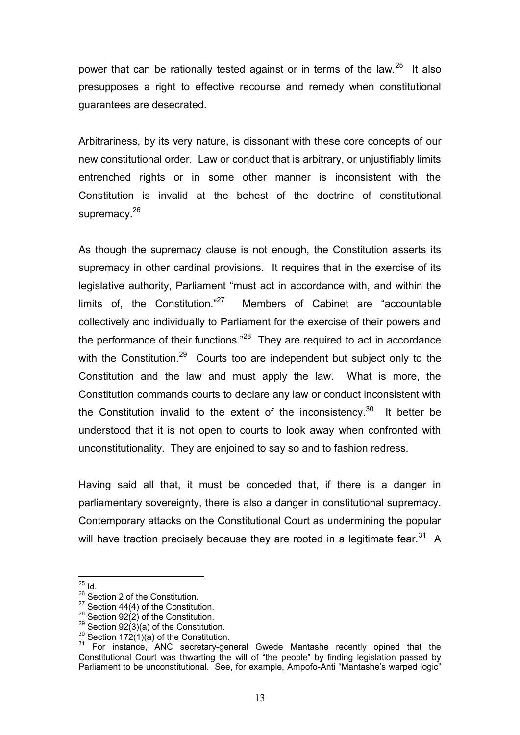power that can be rationally tested against or in terms of the law.[25] It also presupposes a right to effective recourse and remedy when constitutional guarantees are desecrated.

Arbitrariness, by its very nature, is dissonant with these core concepts of our new constitutional order. Law or conduct that is arbitrary, or unjustifiably limits entrenched rights or in some other manner is inconsistent with the Constitution is invalid at the behest of the doctrine of constitutional supremacy.[26]

As though the supremacy clause is not enough, the Constitution asserts its supremacy in other cardinal provisions. It requires that in the exercise of its legislative authority, Parliament "must act in accordance with, and within the limits of, the Constitution."[27] Members of Cabinet are "accountable collectively and individually to Parliament for the exercise of their powers and the performance of their functions."[28] They are required to act in accordance with the Constitution.[29] Courts too are independent but subject only to the Constitution and the law and must apply the law. What is more, the Constitution commands courts to declare any law or conduct inconsistent with the Constitution invalid to the extent of the inconsistency.[30] It better be understood that it is not open to courts to look away when confronted with unconstitutionality. They are enjoined to say so and to fashion redress.

Having said all that, it must be conceded that, if there is a danger in parliamentary sovereignty, there is also a danger in constitutional supremacy. Contemporary attacks on the Constitutional Court as undermining the popular will have traction precisely because they are rooted in a legitimate fear.[31] A

---

[25] Id.

[26] Section 2 of the Constitution.

[27] Section 44(4) of the Constitution.

[28] Section 92(2) of the Constitution.

[29] Section 92(3)(a) of the Constitution.

[30] Section 172(1)(a) of the Constitution.

[31] For instance, ANC secretary-general Gwede Mantashe recently opined that the Constitutional Court was thwarting the will of "the people" by finding legislation passed by Parliament to be unconstitutional. See, for example, Ampofo-Anti "Mantashe's warped logic"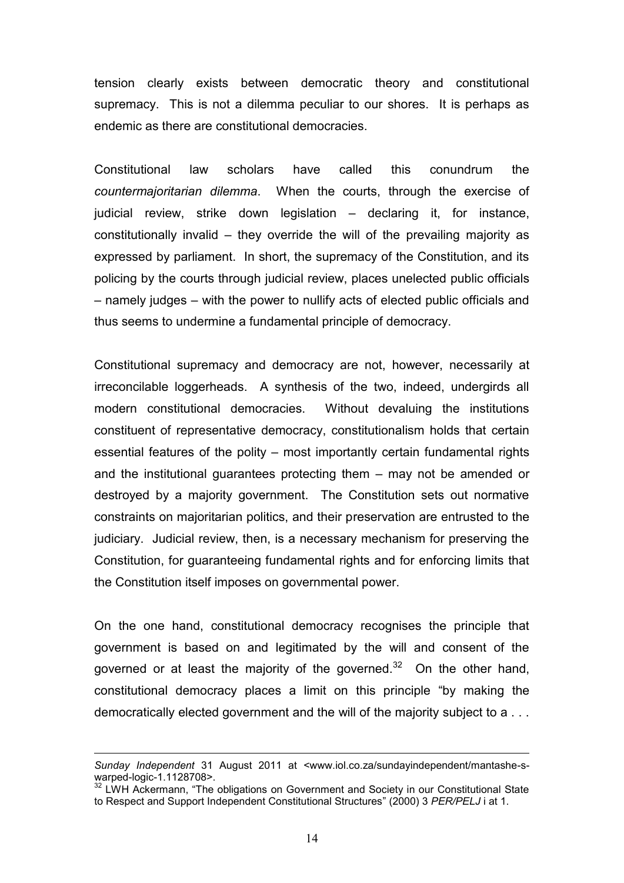tension clearly exists between democratic theory and constitutional supremacy. This is not a dilemma peculiar to our shores. It is perhaps as endemic as there are constitutional democracies.

Constitutional law scholars have called this conundrum the *countermajoritarian dilemma*. When the courts, through the exercise of judicial review, strike down legislation – declaring it, for instance, constitutionally invalid – they override the will of the prevailing majority as expressed by parliament. In short, the supremacy of the Constitution, and its policing by the courts through judicial review, places unelected public officials – namely judges – with the power to nullify acts of elected public officials and thus seems to undermine a fundamental principle of democracy.

Constitutional supremacy and democracy are not, however, necessarily at irreconcilable loggerheads. A synthesis of the two, indeed, undergirds all modern constitutional democracies. Without devaluing the institutions constituent of representative democracy, constitutionalism holds that certain essential features of the polity – most importantly certain fundamental rights and the institutional guarantees protecting them – may not be amended or destroyed by a majority government. The Constitution sets out normative constraints on majoritarian politics, and their preservation are entrusted to the judiciary. Judicial review, then, is a necessary mechanism for preserving the Constitution, for guaranteeing fundamental rights and for enforcing limits that the Constitution itself imposes on governmental power.

On the one hand, constitutional democracy recognises the principle that government is based on and legitimated by the will and consent of the governed or at least the majority of the governed.[32] On the other hand, constitutional democracy places a limit on this principle "by making the democratically elected government and the will of the majority subject to a . . .

---

*Sunday Independent* 31 August 2011 at <www.iol.co.za/sundayindependent/mantashe-s-warped-logic-1.1128708>.

[32] LWH Ackermann, "The obligations on Government and Society in our Constitutional State to Respect and Support Independent Constitutional Structures" (2000) 3 *PER/PELJ* i at 1.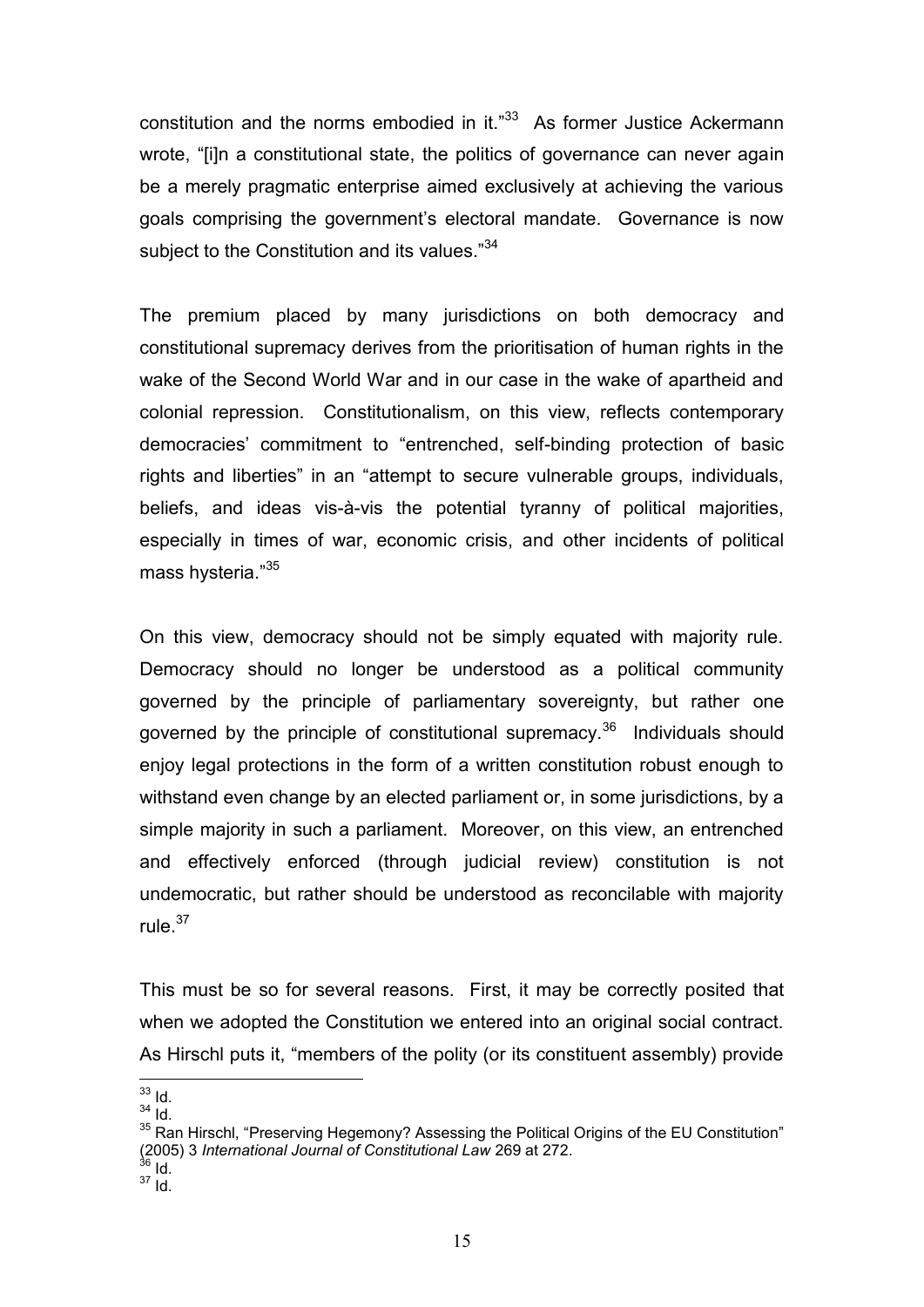constitution and the norms embodied in it."[33] As former Justice Ackermann wrote, "[i]n a constitutional state, the politics of governance can never again be a merely pragmatic enterprise aimed exclusively at achieving the various goals comprising the government's electoral mandate. Governance is now subject to the Constitution and its values."[34]

The premium placed by many jurisdictions on both democracy and constitutional supremacy derives from the prioritisation of human rights in the wake of the Second World War and in our case in the wake of apartheid and colonial repression. Constitutionalism, on this view, reflects contemporary democracies' commitment to "entrenched, self-binding protection of basic rights and liberties" in an "attempt to secure vulnerable groups, individuals, beliefs, and ideas vis-à-vis the potential tyranny of political majorities, especially in times of war, economic crisis, and other incidents of political mass hysteria."[35]

On this view, democracy should not be simply equated with majority rule. Democracy should no longer be understood as a political community governed by the principle of parliamentary sovereignty, but rather one governed by the principle of constitutional supremacy.[36] Individuals should enjoy legal protections in the form of a written constitution robust enough to withstand even change by an elected parliament or, in some jurisdictions, by a simple majority in such a parliament. Moreover, on this view, an entrenched and effectively enforced (through judicial review) constitution is not undemocratic, but rather should be understood as reconcilable with majority rule.[37]

This must be so for several reasons. First, it may be correctly posited that when we adopted the Constitution we entered into an original social contract. As Hirschl puts it, "members of the polity (or its constituent assembly) provide

[33] Id.
[34] Id.
[35] Ran Hirschl, "Preserving Hegemony? Assessing the Political Origins of the EU Constitution" (2005) 3 *International Journal of Constitutional Law* 269 at 272.
[36] Id.
[37] Id.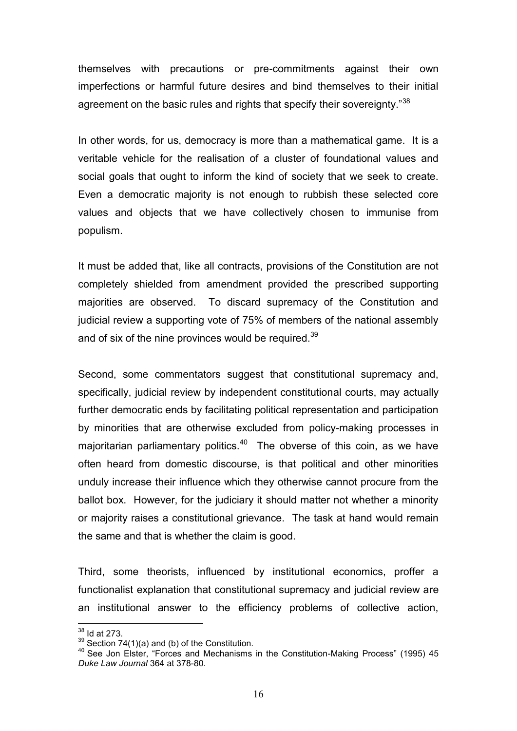themselves with precautions or pre-commitments against their own imperfections or harmful future desires and bind themselves to their initial agreement on the basic rules and rights that specify their sovereignty."[38]

In other words, for us, democracy is more than a mathematical game. It is a veritable vehicle for the realisation of a cluster of foundational values and social goals that ought to inform the kind of society that we seek to create. Even a democratic majority is not enough to rubbish these selected core values and objects that we have collectively chosen to immunise from populism.

It must be added that, like all contracts, provisions of the Constitution are not completely shielded from amendment provided the prescribed supporting majorities are observed. To discard supremacy of the Constitution and judicial review a supporting vote of 75% of members of the national assembly and of six of the nine provinces would be required.[39]

Second, some commentators suggest that constitutional supremacy and, specifically, judicial review by independent constitutional courts, may actually further democratic ends by facilitating political representation and participation by minorities that are otherwise excluded from policy-making processes in majoritarian parliamentary politics.[40] The obverse of this coin, as we have often heard from domestic discourse, is that political and other minorities unduly increase their influence which they otherwise cannot procure from the ballot box. However, for the judiciary it should matter not whether a minority or majority raises a constitutional grievance. The task at hand would remain the same and that is whether the claim is good.

Third, some theorists, influenced by institutional economics, proffer a functionalist explanation that constitutional supremacy and judicial review are an institutional answer to the efficiency problems of collective action,

---

[38] Id at 273.

[39] Section 74(1)(a) and (b) of the Constitution.

[40] See Jon Elster, "Forces and Mechanisms in the Constitution-Making Process" (1995) 45 *Duke Law Journal* 364 at 378-80.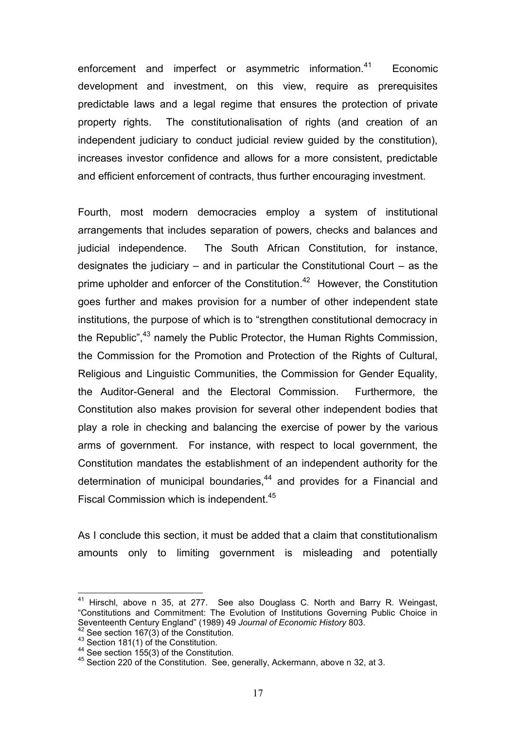enforcement and imperfect or asymmetric information.[41] Economic development and investment, on this view, require as prerequisites predictable laws and a legal regime that ensures the protection of private property rights. The constitutionalisation of rights (and creation of an independent judiciary to conduct judicial review guided by the constitution), increases investor confidence and allows for a more consistent, predictable and efficient enforcement of contracts, thus further encouraging investment.

Fourth, most modern democracies employ a system of institutional arrangements that includes separation of powers, checks and balances and judicial independence. The South African Constitution, for instance, designates the judiciary – and in particular the Constitutional Court – as the prime upholder and enforcer of the Constitution.[42] However, the Constitution goes further and makes provision for a number of other independent state institutions, the purpose of which is to "strengthen constitutional democracy in the Republic",[43] namely the Public Protector, the Human Rights Commission, the Commission for the Promotion and Protection of the Rights of Cultural, Religious and Linguistic Communities, the Commission for Gender Equality, the Auditor-General and the Electoral Commission. Furthermore, the Constitution also makes provision for several other independent bodies that play a role in checking and balancing the exercise of power by the various arms of government. For instance, with respect to local government, the Constitution mandates the establishment of an independent authority for the determination of municipal boundaries,[44] and provides for a Financial and Fiscal Commission which is independent.[45]

As I conclude this section, it must be added that a claim that constitutionalism amounts only to limiting government is misleading and potentially

---

[41] Hirschl, above n 35, at 277. See also Douglass C. North and Barry R. Weingast, "Constitutions and Commitment: The Evolution of Institutions Governing Public Choice in Seventeenth Century England" (1989) 49 *Journal of Economic History* 803.

[42] See section 167(3) of the Constitution.

[43] Section 181(1) of the Constitution.

[44] See section 155(3) of the Constitution.

[45] Section 220 of the Constitution. See, generally, Ackermann, above n 32, at 3.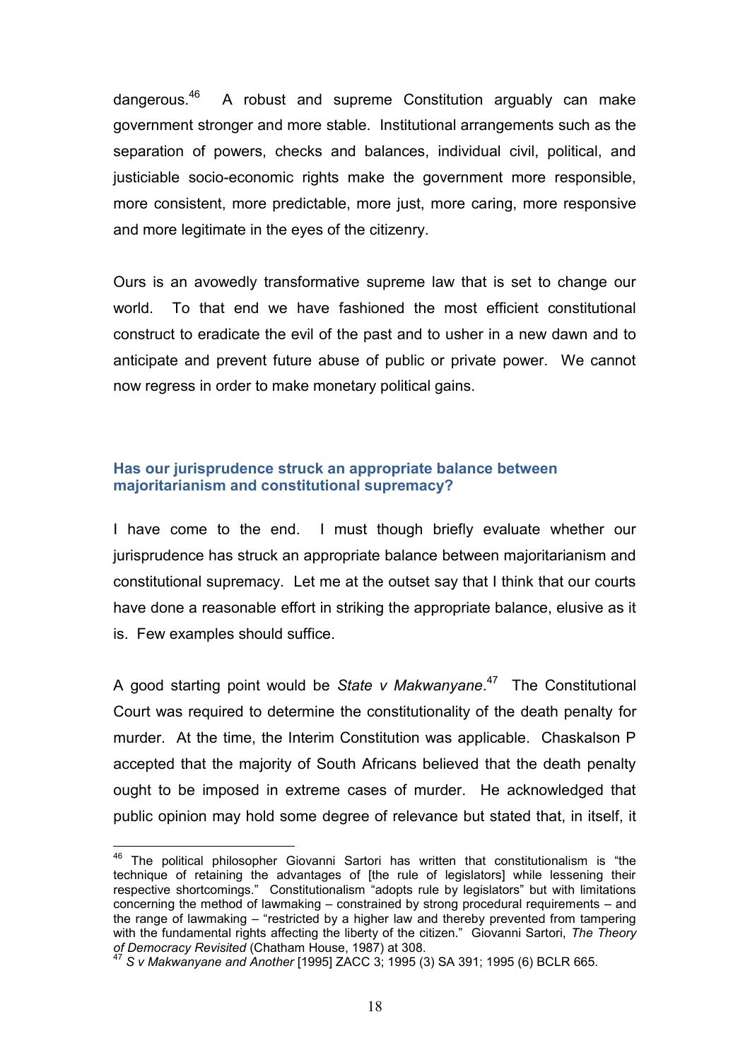dangerous.[46] A robust and supreme Constitution arguably can make government stronger and more stable. Institutional arrangements such as the separation of powers, checks and balances, individual civil, political, and justiciable socio-economic rights make the government more responsible, more consistent, more predictable, more just, more caring, more responsive and more legitimate in the eyes of the citizenry.

Ours is an avowedly transformative supreme law that is set to change our world. To that end we have fashioned the most efficient constitutional construct to eradicate the evil of the past and to usher in a new dawn and to anticipate and prevent future abuse of public or private power. We cannot now regress in order to make monetary political gains.

### Has our jurisprudence struck an appropriate balance between majoritarianism and constitutional supremacy?

I have come to the end. I must though briefly evaluate whether our jurisprudence has struck an appropriate balance between majoritarianism and constitutional supremacy. Let me at the outset say that I think that our courts have done a reasonable effort in striking the appropriate balance, elusive as it is. Few examples should suffice.

A good starting point would be *State v Makwanyane*.[47] The Constitutional Court was required to determine the constitutionality of the death penalty for murder. At the time, the Interim Constitution was applicable. Chaskalson P accepted that the majority of South Africans believed that the death penalty ought to be imposed in extreme cases of murder. He acknowledged that public opinion may hold some degree of relevance but stated that, in itself, it

---

[46] The political philosopher Giovanni Sartori has written that constitutionalism is "the technique of retaining the advantages of [the rule of legislators] while lessening their respective shortcomings." Constitutionalism "adopts rule by legislators" but with limitations concerning the method of lawmaking – constrained by strong procedural requirements – and the range of lawmaking – "restricted by a higher law and thereby prevented from tampering with the fundamental rights affecting the liberty of the citizen." Giovanni Sartori, *The Theory of Democracy Revisited* (Chatham House, 1987) at 308.

[47] *S v Makwanyane and Another* [1995] ZACC 3; 1995 (3) SA 391; 1995 (6) BCLR 665.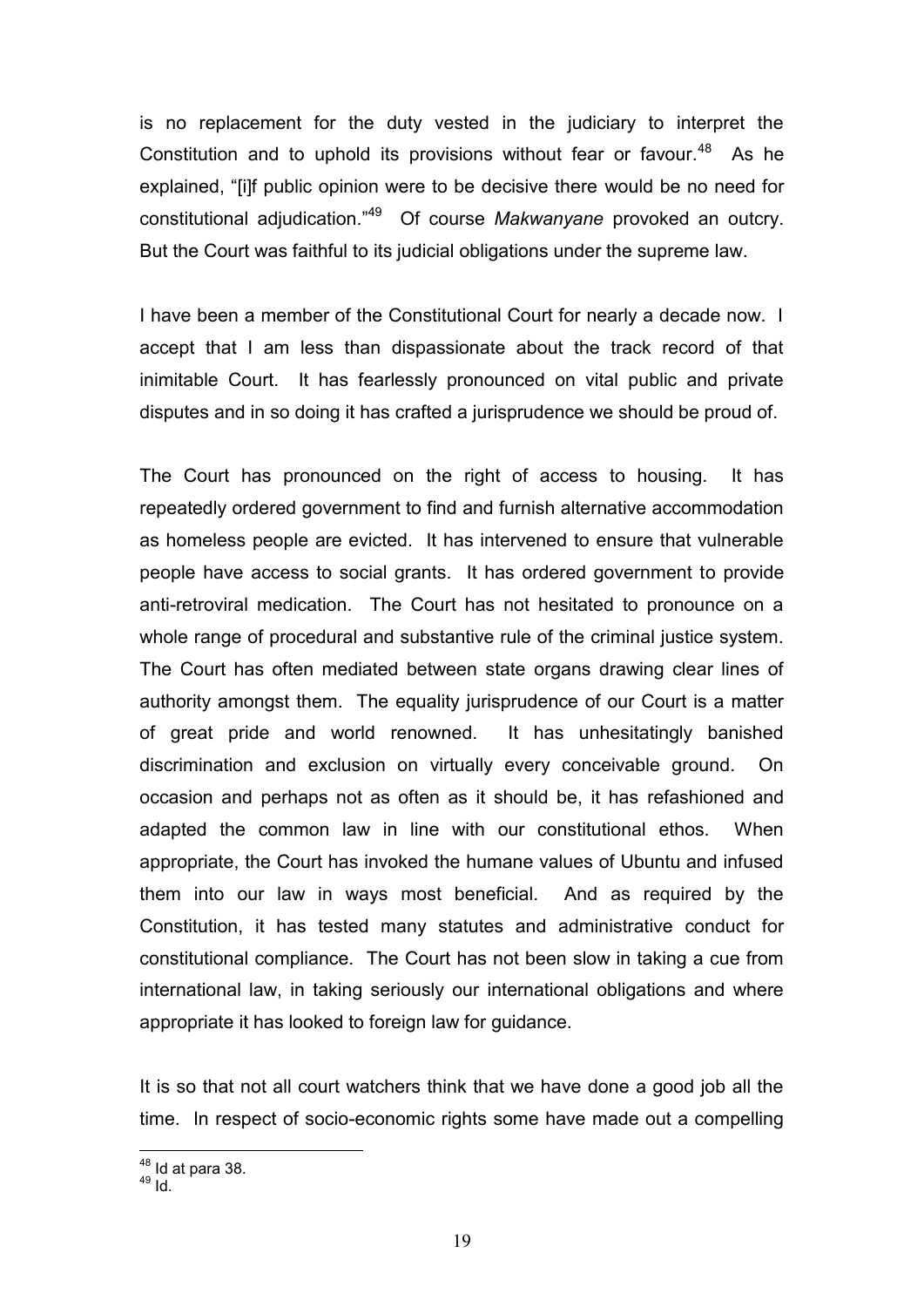is no replacement for the duty vested in the judiciary to interpret the Constitution and to uphold its provisions without fear or favour.[48] As he explained, "[i]f public opinion were to be decisive there would be no need for constitutional adjudication."[49] Of course *Makwanyane* provoked an outcry. But the Court was faithful to its judicial obligations under the supreme law.

I have been a member of the Constitutional Court for nearly a decade now. I accept that I am less than dispassionate about the track record of that inimitable Court. It has fearlessly pronounced on vital public and private disputes and in so doing it has crafted a jurisprudence we should be proud of.

The Court has pronounced on the right of access to housing. It has repeatedly ordered government to find and furnish alternative accommodation as homeless people are evicted. It has intervened to ensure that vulnerable people have access to social grants. It has ordered government to provide anti-retroviral medication. The Court has not hesitated to pronounce on a whole range of procedural and substantive rule of the criminal justice system. The Court has often mediated between state organs drawing clear lines of authority amongst them. The equality jurisprudence of our Court is a matter of great pride and world renowned. It has unhesitatingly banished discrimination and exclusion on virtually every conceivable ground. On occasion and perhaps not as often as it should be, it has refashioned and adapted the common law in line with our constitutional ethos. When appropriate, the Court has invoked the humane values of Ubuntu and infused them into our law in ways most beneficial. And as required by the Constitution, it has tested many statutes and administrative conduct for constitutional compliance. The Court has not been slow in taking a cue from international law, in taking seriously our international obligations and where appropriate it has looked to foreign law for guidance.

It is so that not all court watchers think that we have done a good job all the time. In respect of socio-economic rights some have made out a compelling

---

[48] Id at para 38.

[49] Id.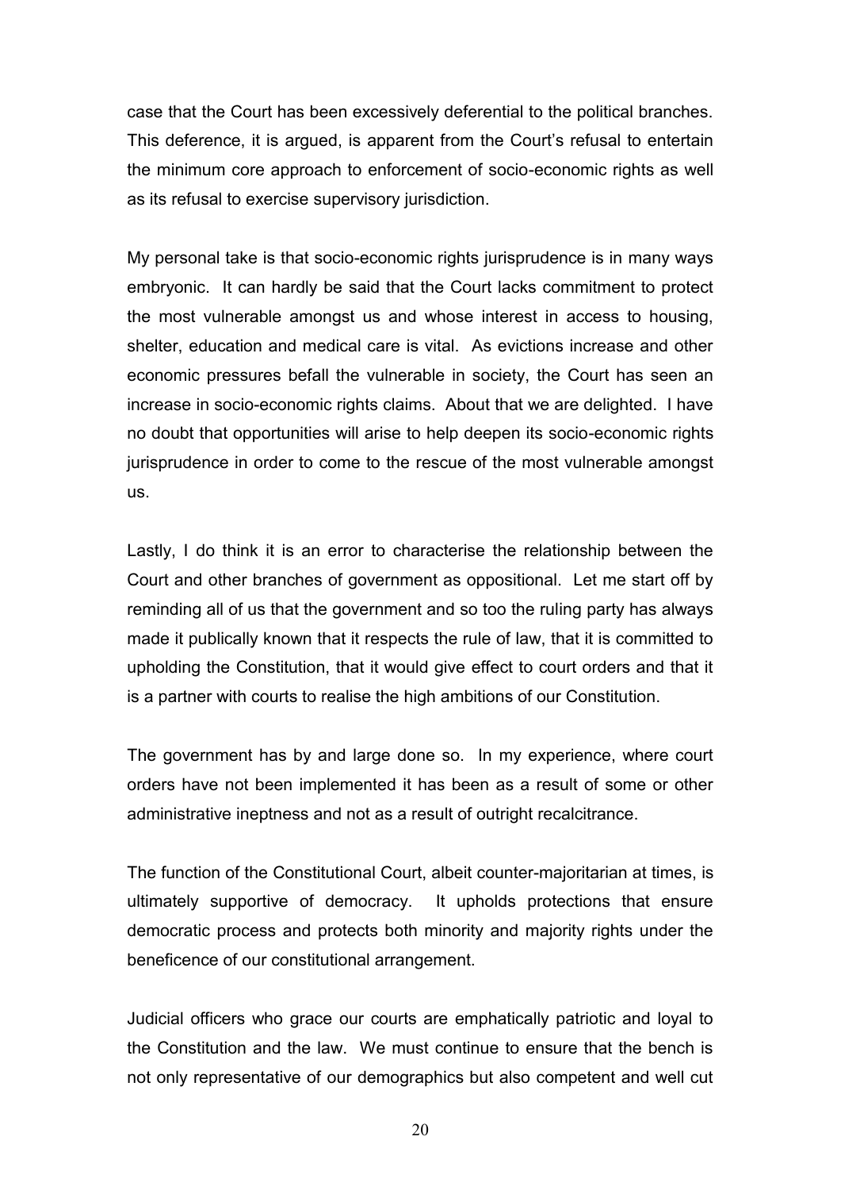case that the Court has been excessively deferential to the political branches. This deference, it is argued, is apparent from the Court's refusal to entertain the minimum core approach to enforcement of socio-economic rights as well as its refusal to exercise supervisory jurisdiction.

My personal take is that socio-economic rights jurisprudence is in many ways embryonic. It can hardly be said that the Court lacks commitment to protect the most vulnerable amongst us and whose interest in access to housing, shelter, education and medical care is vital. As evictions increase and other economic pressures befall the vulnerable in society, the Court has seen an increase in socio-economic rights claims. About that we are delighted. I have no doubt that opportunities will arise to help deepen its socio-economic rights jurisprudence in order to come to the rescue of the most vulnerable amongst us.

Lastly, I do think it is an error to characterise the relationship between the Court and other branches of government as oppositional. Let me start off by reminding all of us that the government and so too the ruling party has always made it publically known that it respects the rule of law, that it is committed to upholding the Constitution, that it would give effect to court orders and that it is a partner with courts to realise the high ambitions of our Constitution.

The government has by and large done so. In my experience, where court orders have not been implemented it has been as a result of some or other administrative ineptness and not as a result of outright recalcitrance.

The function of the Constitutional Court, albeit counter-majoritarian at times, is ultimately supportive of democracy. It upholds protections that ensure democratic process and protects both minority and majority rights under the beneficence of our constitutional arrangement.

Judicial officers who grace our courts are emphatically patriotic and loyal to the Constitution and the law. We must continue to ensure that the bench is not only representative of our demographics but also competent and well cut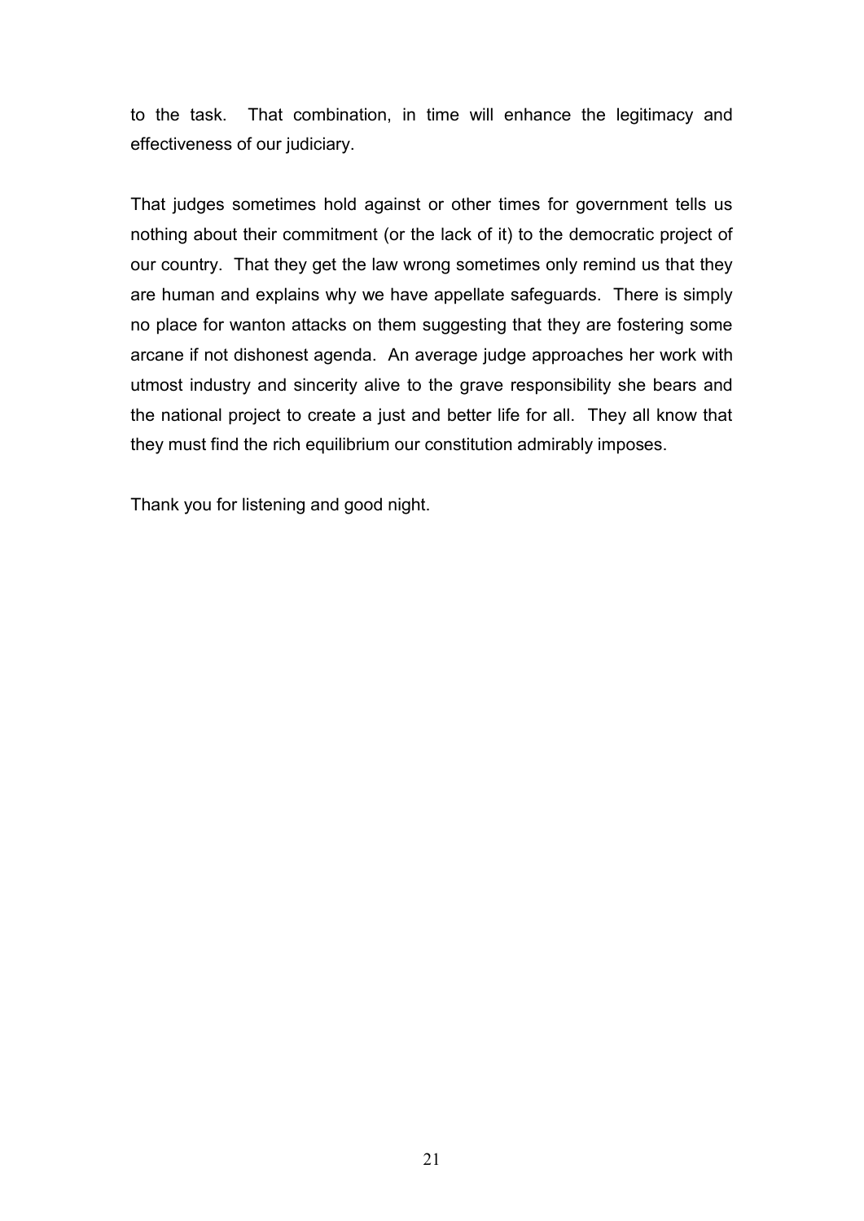to the task. That combination, in time will enhance the legitimacy and effectiveness of our judiciary.

That judges sometimes hold against or other times for government tells us nothing about their commitment (or the lack of it) to the democratic project of our country. That they get the law wrong sometimes only remind us that they are human and explains why we have appellate safeguards. There is simply no place for wanton attacks on them suggesting that they are fostering some arcane if not dishonest agenda. An average judge approaches her work with utmost industry and sincerity alive to the grave responsibility she bears and the national project to create a just and better life for all. They all know that they must find the rich equilibrium our constitution admirably imposes.

Thank you for listening and good night.